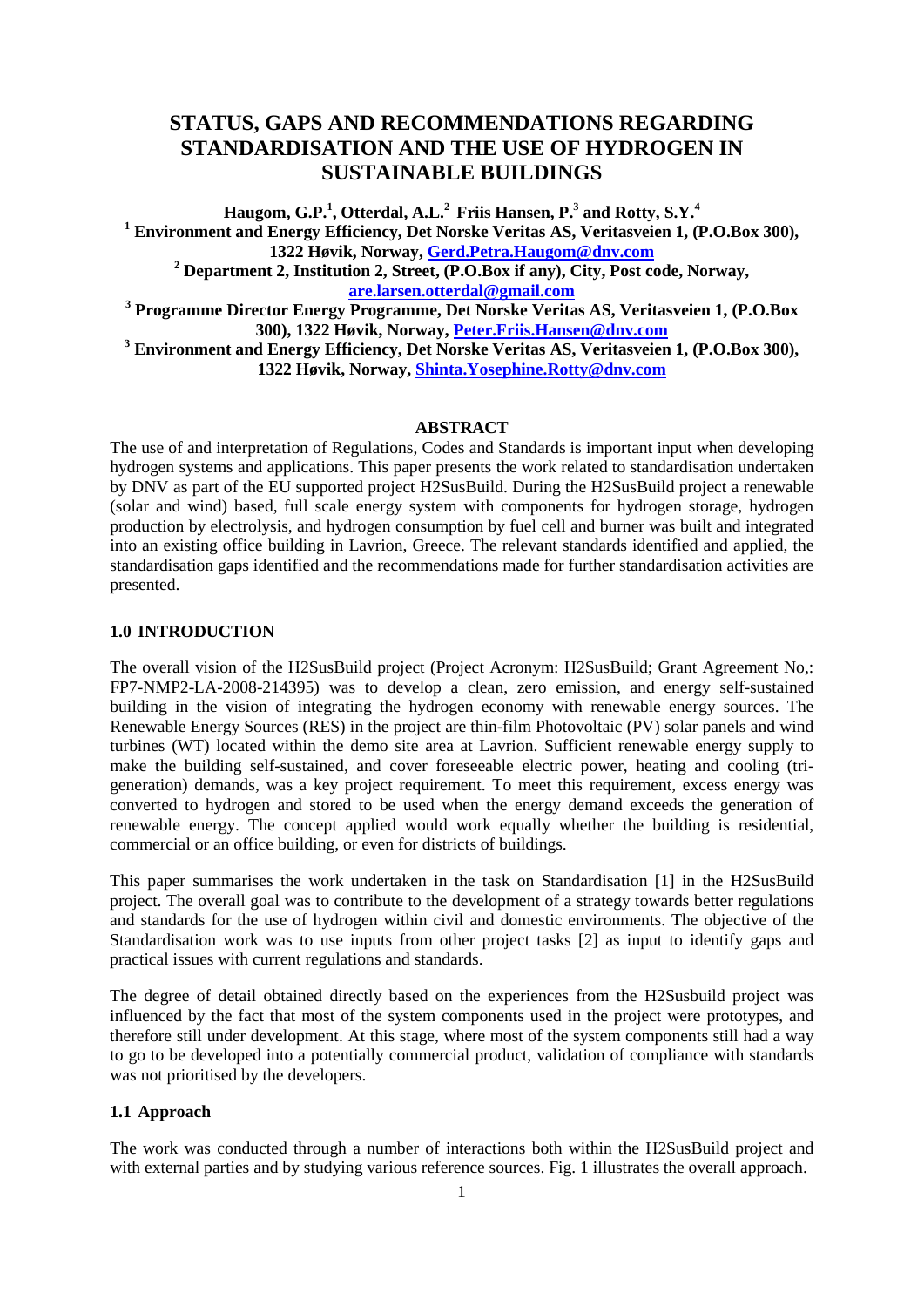# STATUS, GAPS AND RECOMMENDATIONS REGARDING STANDARDISATION AND THE USE OF HYDROGEN IN SUSTAINABLE BUILDINGS

**Haugom, G.P.[1], Otterdal, A.L.[2] Friis Hansen, P.[3] and Rotty, S.Y.[4]**

**[1] Environment and Energy Efficiency, Det Norske Veritas AS, Veritasveien 1, (P.O.Box 300), 1322 Høvik, Norway, Gerd.Petra.Haugom@dnv.com**

**[2] Department 2, Institution 2, Street, (P.O.Box if any), City, Post code, Norway, are.larsen.otterdal@gmail.com**

**[3] Programme Director Energy Programme, Det Norske Veritas AS, Veritasveien 1, (P.O.Box 300), 1322 Høvik, Norway, Peter.Friis.Hansen@dnv.com**

**[3] Environment and Energy Efficiency, Det Norske Veritas AS, Veritasveien 1, (P.O.Box 300), 1322 Høvik, Norway, Shinta.Yosephine.Rotty@dnv.com**

## ABSTRACT

The use of and interpretation of Regulations, Codes and Standards is important input when developing hydrogen systems and applications. This paper presents the work related to standardisation undertaken by DNV as part of the EU supported project H2SusBuild. During the H2SusBuild project a renewable (solar and wind) based, full scale energy system with components for hydrogen storage, hydrogen production by electrolysis, and hydrogen consumption by fuel cell and burner was built and integrated into an existing office building in Lavrion, Greece. The relevant standards identified and applied, the standardisation gaps identified and the recommendations made for further standardisation activities are presented.

## 1.0 INTRODUCTION

The overall vision of the H2SusBuild project (Project Acronym: H2SusBuild; Grant Agreement No,: FP7-NMP2-LA-2008-214395) was to develop a clean, zero emission, and energy self-sustained building in the vision of integrating the hydrogen economy with renewable energy sources. The Renewable Energy Sources (RES) in the project are thin-film Photovoltaic (PV) solar panels and wind turbines (WT) located within the demo site area at Lavrion. Sufficient renewable energy supply to make the building self-sustained, and cover foreseeable electric power, heating and cooling (tri-generation) demands, was a key project requirement. To meet this requirement, excess energy was converted to hydrogen and stored to be used when the energy demand exceeds the generation of renewable energy. The concept applied would work equally whether the building is residential, commercial or an office building, or even for districts of buildings.

This paper summarises the work undertaken in the task on Standardisation [1] in the H2SusBuild project. The overall goal was to contribute to the development of a strategy towards better regulations and standards for the use of hydrogen within civil and domestic environments. The objective of the Standardisation work was to use inputs from other project tasks [2] as input to identify gaps and practical issues with current regulations and standards.

The degree of detail obtained directly based on the experiences from the H2Susbuild project was influenced by the fact that most of the system components used in the project were prototypes, and therefore still under development. At this stage, where most of the system components still had a way to go to be developed into a potentially commercial product, validation of compliance with standards was not prioritised by the developers.

### 1.1 Approach

The work was conducted through a number of interactions both within the H2SusBuild project and with external parties and by studying various reference sources. Fig. 1 illustrates the overall approach.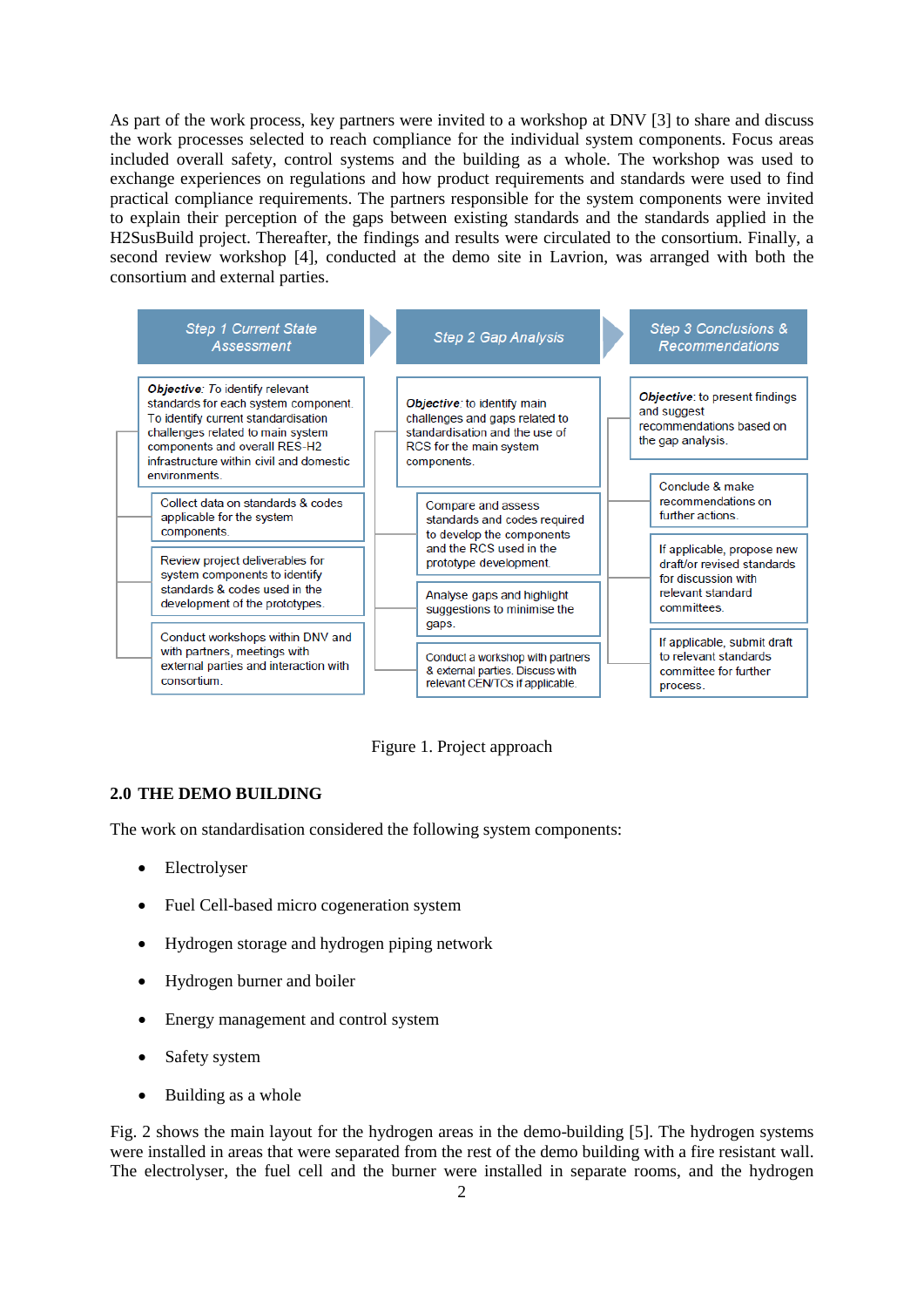As part of the work process, key partners were invited to a workshop at DNV [3] to share and discuss the work processes selected to reach compliance for the individual system components. Focus areas included overall safety, control systems and the building as a whole. The workshop was used to exchange experiences on regulations and how product requirements and standards were used to find practical compliance requirements. The partners responsible for the system components were invited to explain their perception of the gaps between existing standards and the standards applied in the H2SusBuild project. Thereafter, the findings and results were circulated to the consortium. Finally, a second review workshop [4], conducted at the demo site in Lavrion, was arranged with both the consortium and external parties.

| *Step 1 Current State Assessment* | *Step 2 Gap Analysis* | *Step 3 Conclusions & Recommendations* |
|---|---|---|
| ***Objective***: *To* identify relevant standards for each system component. To identify current standardisation challenges related to main system components and overall RES-H2 infrastructure within civil and domestic environments. | ***Objective***: to identify main challenges and gaps related to standardisation and the use of RCS for the main system components. | ***Objective***: to present findings and suggest recommendations based on the gap analysis. |
| Collect data on standards & codes applicable for the system components. | Compare and assess standards and codes required to develop the components and the RCS used in the prototype development. | Conclude & make recommendations on further actions. |
| Review project deliverables for system components to identify standards & codes used in the development of the prototypes. | Analyse gaps and highlight suggestions to minimise the gaps. | If applicable, propose new draft/or revised standards for discussion with relevant standard committees. |
| Conduct workshops within DNV and with partners, meetings with external parties and interaction with consortium. | Conduct a workshop with partners & external parties. Discuss with relevant CEN/TCs if applicable. | If applicable, submit draft to relevant standards committee for further process. |

Figure 1. Project approach

## 2.0 THE DEMO BUILDING

The work on standardisation considered the following system components:

- Electrolyser
- Fuel Cell-based micro cogeneration system
- Hydrogen storage and hydrogen piping network
- Hydrogen burner and boiler
- Energy management and control system
- Safety system
- Building as a whole

Fig. 2 shows the main layout for the hydrogen areas in the demo-building [5]. The hydrogen systems were installed in areas that were separated from the rest of the demo building with a fire resistant wall. The electrolyser, the fuel cell and the burner were installed in separate rooms, and the hydrogen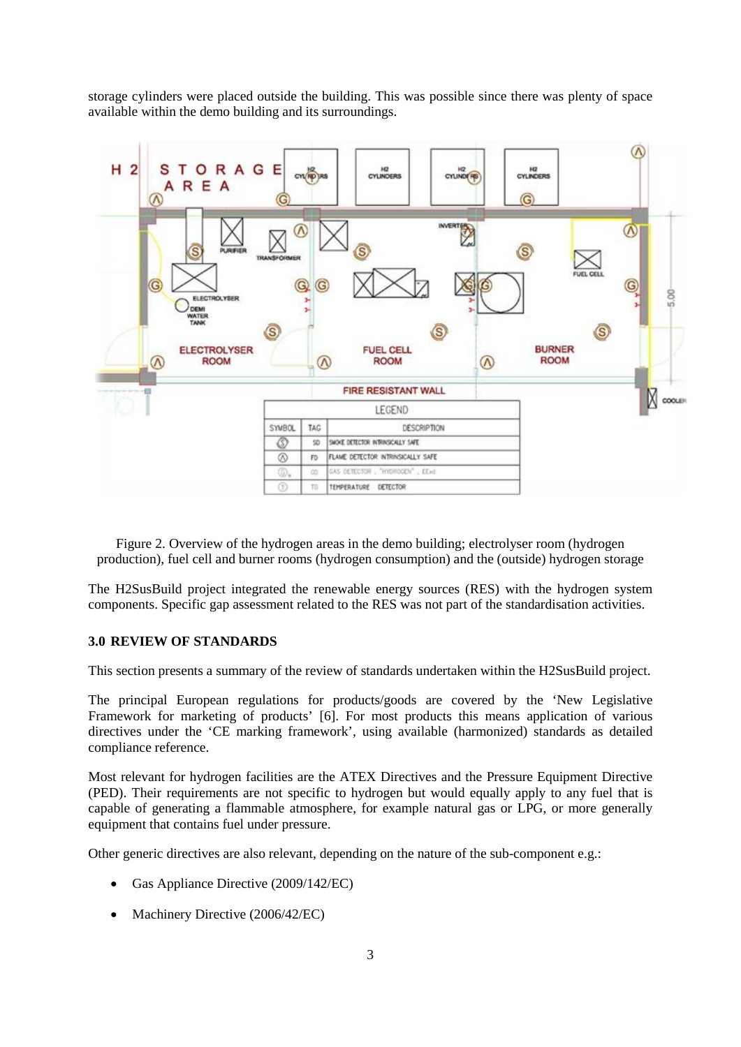storage cylinders were placed outside the building. This was possible since there was plenty of space available within the demo building and its surroundings.

Figure 2. Overview of the hydrogen areas in the demo building; electrolyser room (hydrogen production), fuel cell and burner rooms (hydrogen consumption) and the (outside) hydrogen storage

The H2SusBuild project integrated the renewable energy sources (RES) with the hydrogen system components. Specific gap assessment related to the RES was not part of the standardisation activities.

### 3.0 REVIEW OF STANDARDS

This section presents a summary of the review of standards undertaken within the H2SusBuild project.

The principal European regulations for products/goods are covered by the 'New Legislative Framework for marketing of products' [6]. For most products this means application of various directives under the 'CE marking framework', using available (harmonized) standards as detailed compliance reference.

Most relevant for hydrogen facilities are the ATEX Directives and the Pressure Equipment Directive (PED). Their requirements are not specific to hydrogen but would equally apply to any fuel that is capable of generating a flammable atmosphere, for example natural gas or LPG, or more generally equipment that contains fuel under pressure.

Other generic directives are also relevant, depending on the nature of the sub-component e.g.:

- Gas Appliance Directive (2009/142/EC)
- Machinery Directive (2006/42/EC)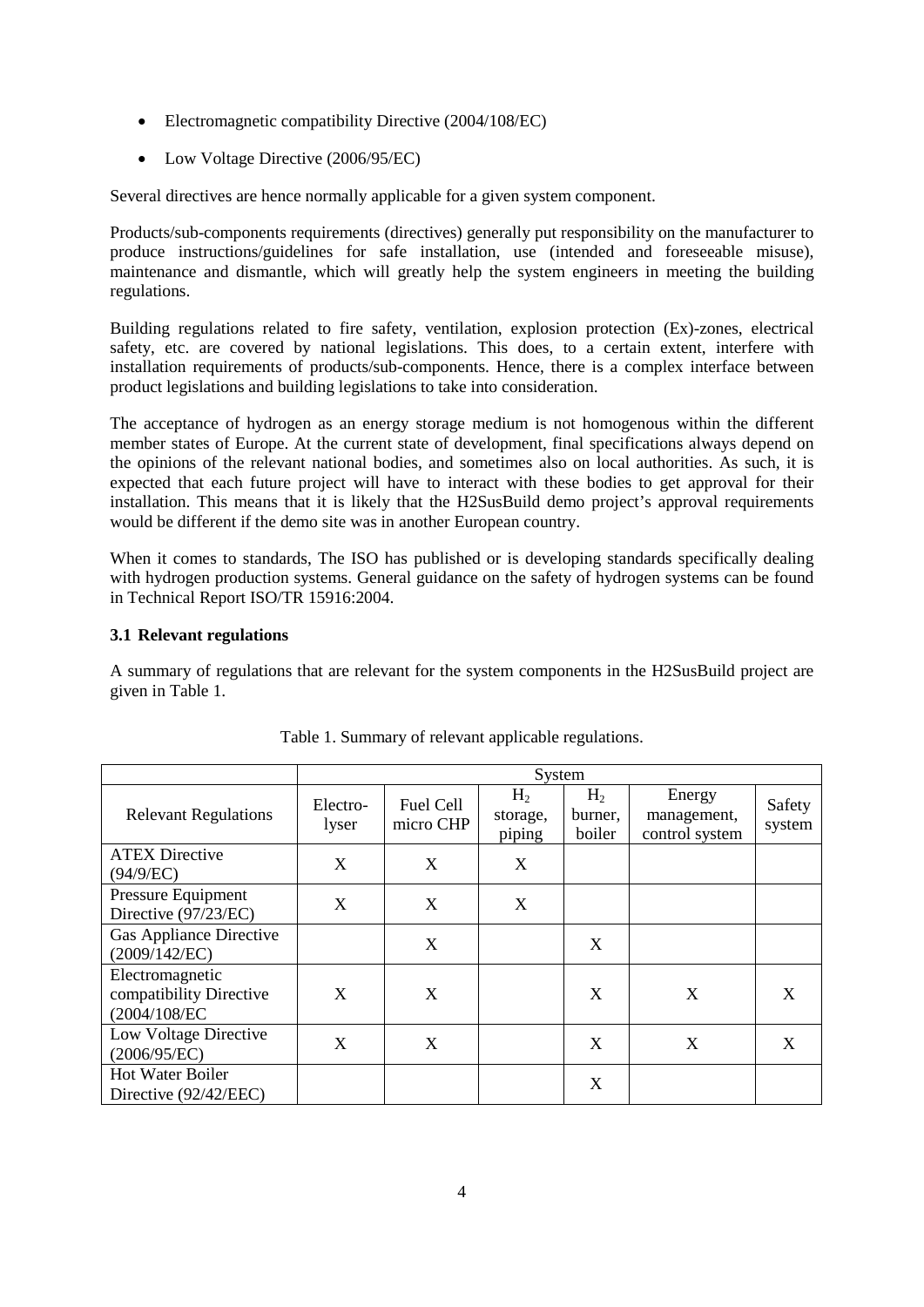- Electromagnetic compatibility Directive (2004/108/EC)
- Low Voltage Directive (2006/95/EC)

Several directives are hence normally applicable for a given system component.

Products/sub-components requirements (directives) generally put responsibility on the manufacturer to produce instructions/guidelines for safe installation, use (intended and foreseeable misuse), maintenance and dismantle, which will greatly help the system engineers in meeting the building regulations.

Building regulations related to fire safety, ventilation, explosion protection (Ex)-zones, electrical safety, etc. are covered by national legislations. This does, to a certain extent, interfere with installation requirements of products/sub-components. Hence, there is a complex interface between product legislations and building legislations to take into consideration.

The acceptance of hydrogen as an energy storage medium is not homogenous within the different member states of Europe. At the current state of development, final specifications always depend on the opinions of the relevant national bodies, and sometimes also on local authorities. As such, it is expected that each future project will have to interact with these bodies to get approval for their installation. This means that it is likely that the H2SusBuild demo project's approval requirements would be different if the demo site was in another European country.

When it comes to standards, The ISO has published or is developing standards specifically dealing with hydrogen production systems. General guidance on the safety of hydrogen systems can be found in Technical Report ISO/TR 15916:2004.

### 3.1 Relevant regulations

A summary of regulations that are relevant for the system components in the H2SusBuild project are given in Table 1.

Table 1. Summary of relevant applicable regulations.

| | System | | | | | |
|---|---|---|---|---|---|---|
| Relevant Regulations | Electro-lyser | Fuel Cell micro CHP | $H_2$ storage, piping | $H_2$ burner, boiler | Energy management, control system | Safety system |
| ATEX Directive (94/9/EC) | X | X | X | | | |
| Pressure Equipment Directive (97/23/EC) | X | X | X | | | |
| Gas Appliance Directive (2009/142/EC) | | X | | X | | |
| Electromagnetic compatibility Directive (2004/108/EC | X | X | | X | X | X |
| Low Voltage Directive (2006/95/EC) | X | X | | X | X | X |
| Hot Water Boiler Directive (92/42/EEC) | | | | X | | |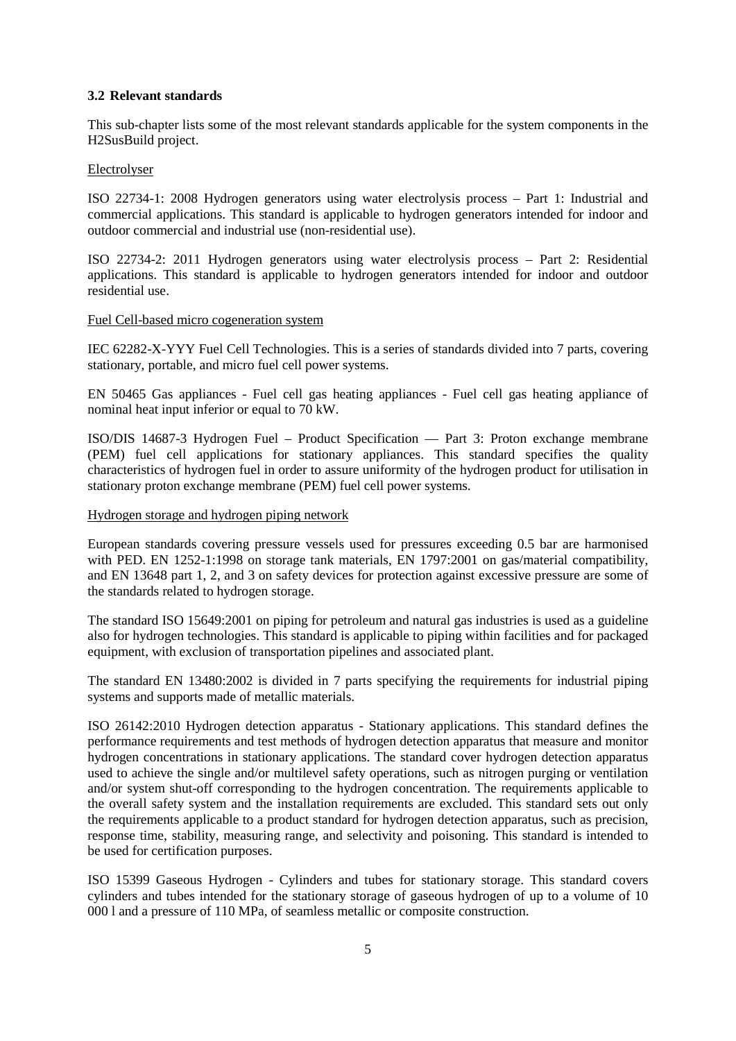### 3.2 Relevant standards

This sub-chapter lists some of the most relevant standards applicable for the system components in the H2SusBuild project.

Electrolyser

ISO 22734-1: 2008 Hydrogen generators using water electrolysis process – Part 1: Industrial and commercial applications. This standard is applicable to hydrogen generators intended for indoor and outdoor commercial and industrial use (non-residential use).

ISO 22734-2: 2011 Hydrogen generators using water electrolysis process – Part 2: Residential applications. This standard is applicable to hydrogen generators intended for indoor and outdoor residential use.

Fuel Cell-based micro cogeneration system

IEC 62282-X-YYY Fuel Cell Technologies. This is a series of standards divided into 7 parts, covering stationary, portable, and micro fuel cell power systems.

EN 50465 Gas appliances - Fuel cell gas heating appliances - Fuel cell gas heating appliance of nominal heat input inferior or equal to 70 kW.

ISO/DIS 14687-3 Hydrogen Fuel – Product Specification — Part 3: Proton exchange membrane (PEM) fuel cell applications for stationary appliances. This standard specifies the quality characteristics of hydrogen fuel in order to assure uniformity of the hydrogen product for utilisation in stationary proton exchange membrane (PEM) fuel cell power systems.

Hydrogen storage and hydrogen piping network

European standards covering pressure vessels used for pressures exceeding 0.5 bar are harmonised with PED. EN 1252-1:1998 on storage tank materials, EN 1797:2001 on gas/material compatibility, and EN 13648 part 1, 2, and 3 on safety devices for protection against excessive pressure are some of the standards related to hydrogen storage.

The standard ISO 15649:2001 on piping for petroleum and natural gas industries is used as a guideline also for hydrogen technologies. This standard is applicable to piping within facilities and for packaged equipment, with exclusion of transportation pipelines and associated plant.

The standard EN 13480:2002 is divided in 7 parts specifying the requirements for industrial piping systems and supports made of metallic materials.

ISO 26142:2010 Hydrogen detection apparatus - Stationary applications. This standard defines the performance requirements and test methods of hydrogen detection apparatus that measure and monitor hydrogen concentrations in stationary applications. The standard cover hydrogen detection apparatus used to achieve the single and/or multilevel safety operations, such as nitrogen purging or ventilation and/or system shut-off corresponding to the hydrogen concentration. The requirements applicable to the overall safety system and the installation requirements are excluded. This standard sets out only the requirements applicable to a product standard for hydrogen detection apparatus, such as precision, response time, stability, measuring range, and selectivity and poisoning. This standard is intended to be used for certification purposes.

ISO 15399 Gaseous Hydrogen - Cylinders and tubes for stationary storage. This standard covers cylinders and tubes intended for the stationary storage of gaseous hydrogen of up to a volume of 10 000 l and a pressure of 110 MPa, of seamless metallic or composite construction.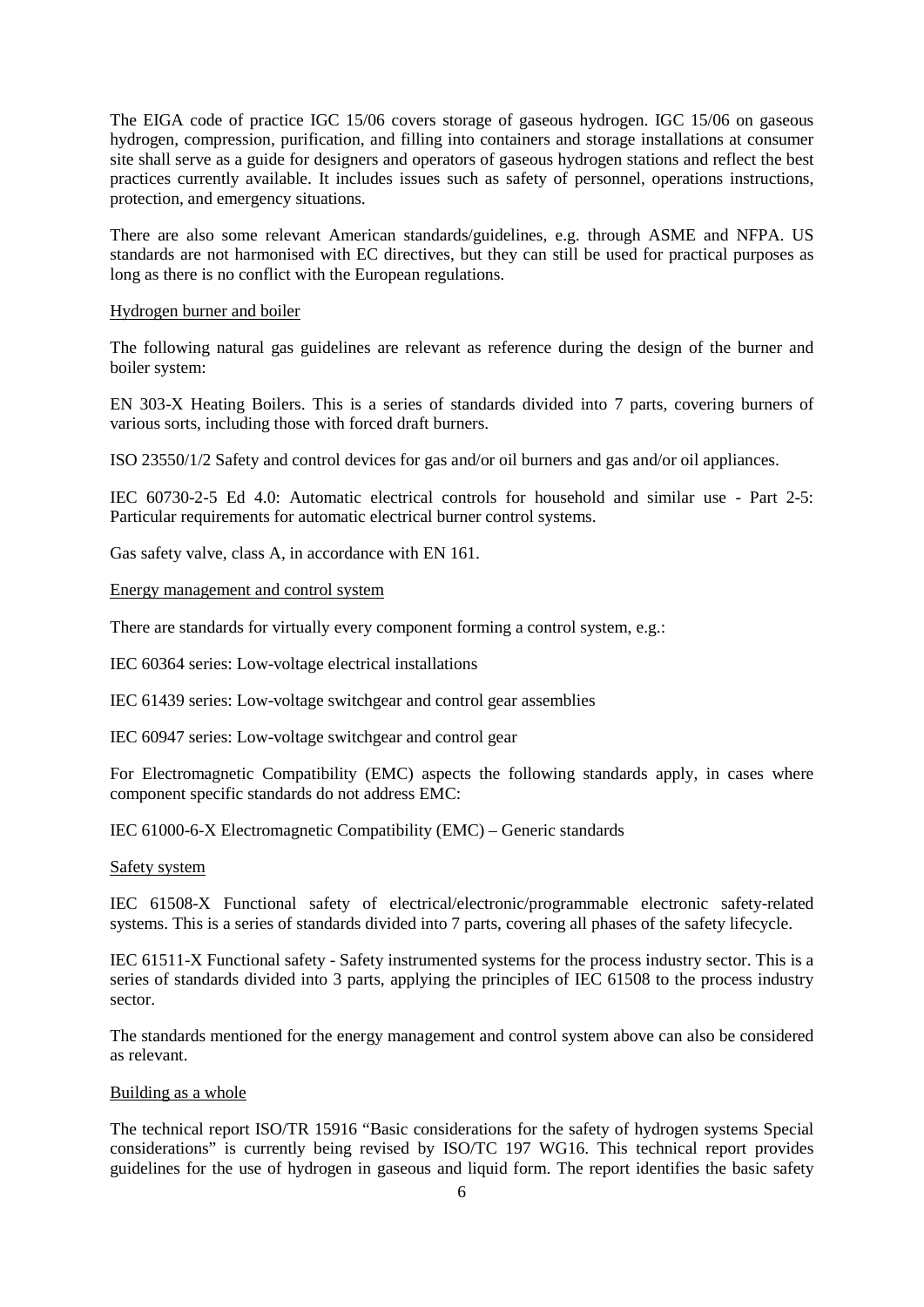The EIGA code of practice IGC 15/06 covers storage of gaseous hydrogen. IGC 15/06 on gaseous hydrogen, compression, purification, and filling into containers and storage installations at consumer site shall serve as a guide for designers and operators of gaseous hydrogen stations and reflect the best practices currently available. It includes issues such as safety of personnel, operations instructions, protection, and emergency situations.

There are also some relevant American standards/guidelines, e.g. through ASME and NFPA. US standards are not harmonised with EC directives, but they can still be used for practical purposes as long as there is no conflict with the European regulations.

<u>Hydrogen burner and boiler</u>

The following natural gas guidelines are relevant as reference during the design of the burner and boiler system:

EN 303-X Heating Boilers. This is a series of standards divided into 7 parts, covering burners of various sorts, including those with forced draft burners.

ISO 23550/1/2 Safety and control devices for gas and/or oil burners and gas and/or oil appliances.

IEC 60730-2-5 Ed 4.0: Automatic electrical controls for household and similar use - Part 2-5: Particular requirements for automatic electrical burner control systems.

Gas safety valve, class A, in accordance with EN 161.

<u>Energy management and control system</u>

There are standards for virtually every component forming a control system, e.g.:

IEC 60364 series: Low-voltage electrical installations

IEC 61439 series: Low-voltage switchgear and control gear assemblies

IEC 60947 series: Low-voltage switchgear and control gear

For Electromagnetic Compatibility (EMC) aspects the following standards apply, in cases where component specific standards do not address EMC:

IEC 61000-6-X Electromagnetic Compatibility (EMC) – Generic standards

<u>Safety system</u>

IEC 61508-X Functional safety of electrical/electronic/programmable electronic safety-related systems. This is a series of standards divided into 7 parts, covering all phases of the safety lifecycle.

IEC 61511-X Functional safety - Safety instrumented systems for the process industry sector. This is a series of standards divided into 3 parts, applying the principles of IEC 61508 to the process industry sector.

The standards mentioned for the energy management and control system above can also be considered as relevant.

<u>Building as a whole</u>

The technical report ISO/TR 15916 "Basic considerations for the safety of hydrogen systems Special considerations" is currently being revised by ISO/TC 197 WG16. This technical report provides guidelines for the use of hydrogen in gaseous and liquid form. The report identifies the basic safety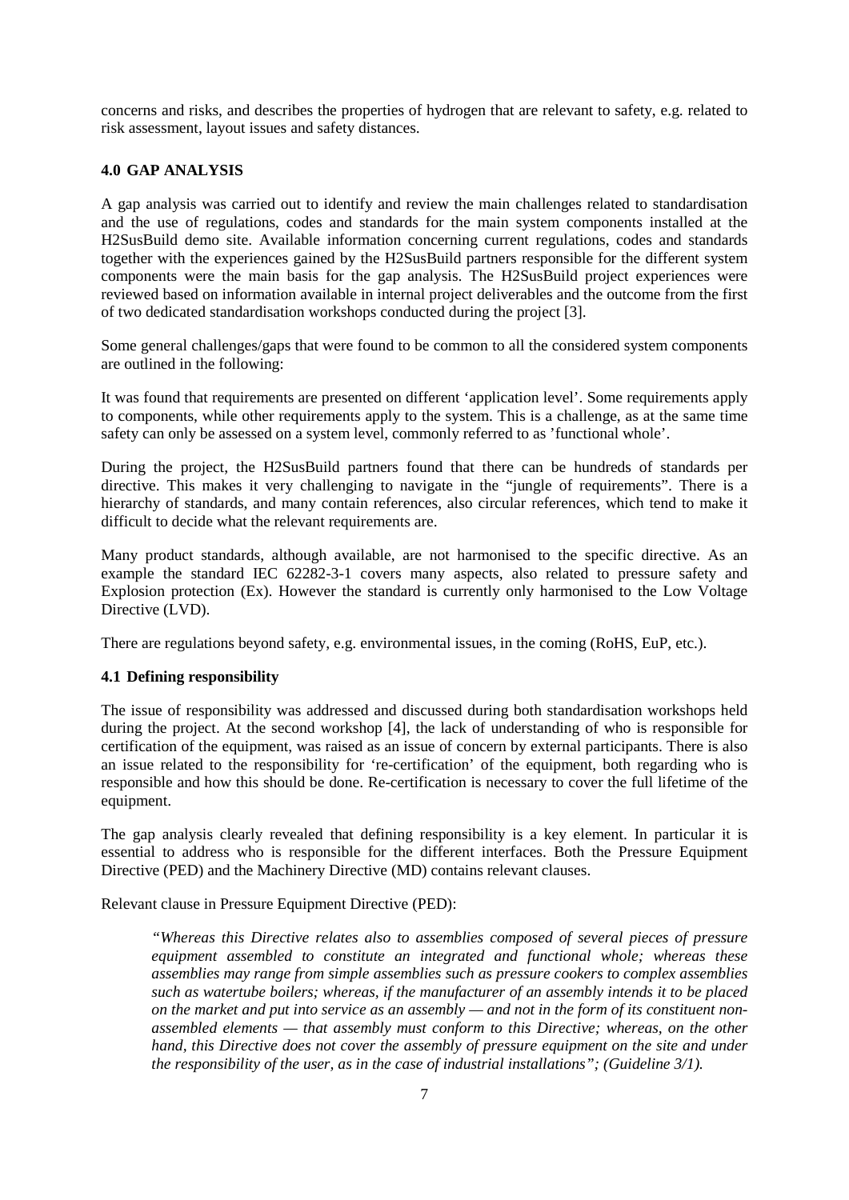concerns and risks, and describes the properties of hydrogen that are relevant to safety, e.g. related to risk assessment, layout issues and safety distances.

## 4.0 GAP ANALYSIS

A gap analysis was carried out to identify and review the main challenges related to standardisation and the use of regulations, codes and standards for the main system components installed at the H2SusBuild demo site. Available information concerning current regulations, codes and standards together with the experiences gained by the H2SusBuild partners responsible for the different system components were the main basis for the gap analysis. The H2SusBuild project experiences were reviewed based on information available in internal project deliverables and the outcome from the first of two dedicated standardisation workshops conducted during the project [3].

Some general challenges/gaps that were found to be common to all the considered system components are outlined in the following:

It was found that requirements are presented on different 'application level'. Some requirements apply to components, while other requirements apply to the system. This is a challenge, as at the same time safety can only be assessed on a system level, commonly referred to as 'functional whole'.

During the project, the H2SusBuild partners found that there can be hundreds of standards per directive. This makes it very challenging to navigate in the "jungle of requirements". There is a hierarchy of standards, and many contain references, also circular references, which tend to make it difficult to decide what the relevant requirements are.

Many product standards, although available, are not harmonised to the specific directive. As an example the standard IEC 62282-3-1 covers many aspects, also related to pressure safety and Explosion protection (Ex). However the standard is currently only harmonised to the Low Voltage Directive (LVD).

There are regulations beyond safety, e.g. environmental issues, in the coming (RoHS, EuP, etc.).

### 4.1 Defining responsibility

The issue of responsibility was addressed and discussed during both standardisation workshops held during the project. At the second workshop [4], the lack of understanding of who is responsible for certification of the equipment, was raised as an issue of concern by external participants. There is also an issue related to the responsibility for 're-certification' of the equipment, both regarding who is responsible and how this should be done. Re-certification is necessary to cover the full lifetime of the equipment.

The gap analysis clearly revealed that defining responsibility is a key element. In particular it is essential to address who is responsible for the different interfaces. Both the Pressure Equipment Directive (PED) and the Machinery Directive (MD) contains relevant clauses.

Relevant clause in Pressure Equipment Directive (PED):

> *"Whereas this Directive relates also to assemblies composed of several pieces of pressure equipment assembled to constitute an integrated and functional whole; whereas these assemblies may range from simple assemblies such as pressure cookers to complex assemblies such as watertube boilers; whereas, if the manufacturer of an assembly intends it to be placed on the market and put into service as an assembly — and not in the form of its constituent non-assembled elements — that assembly must conform to this Directive; whereas, on the other hand, this Directive does not cover the assembly of pressure equipment on the site and under the responsibility of the user, as in the case of industrial installations"; (Guideline 3/1).*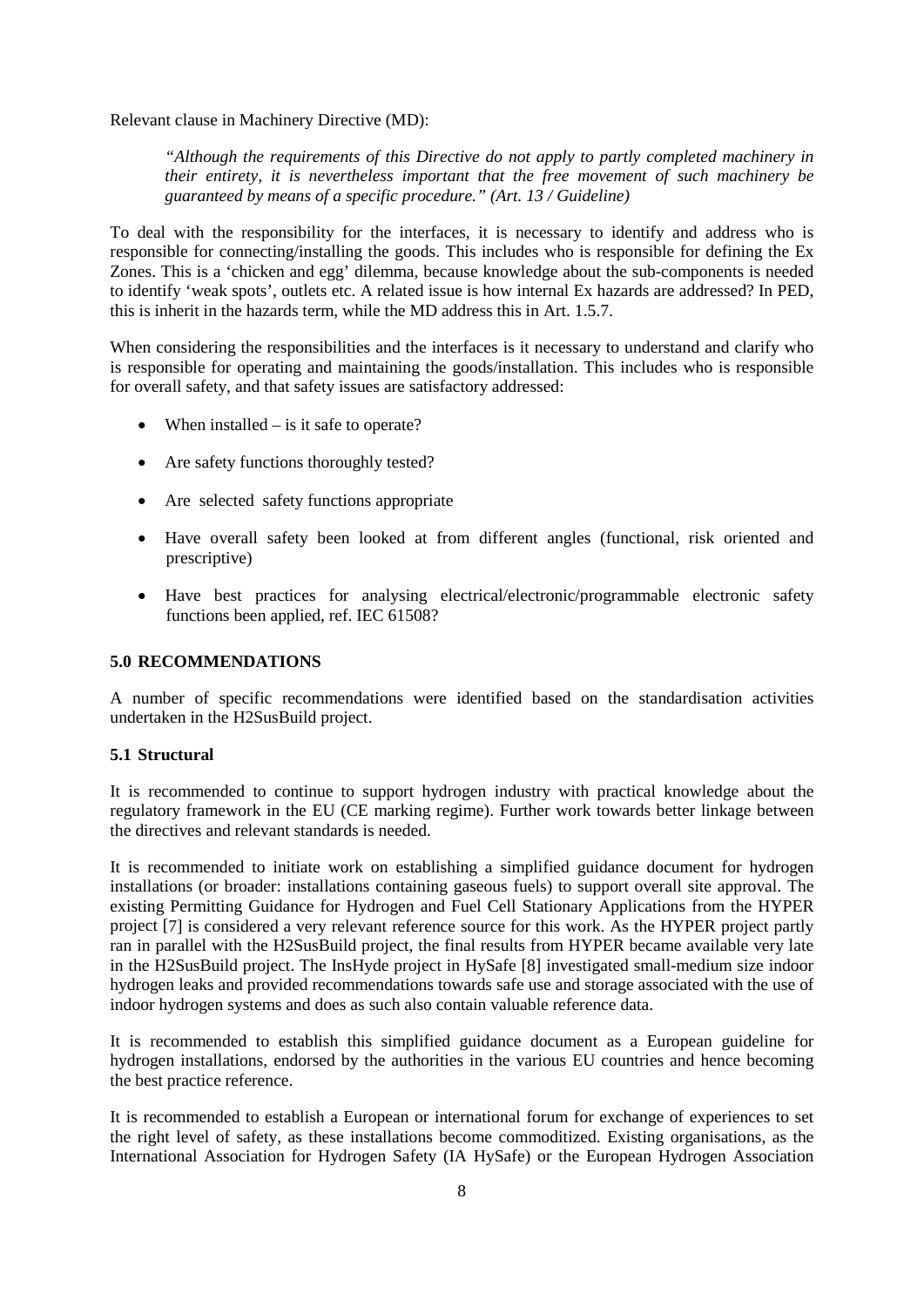Relevant clause in Machinery Directive (MD):

> *"Although the requirements of this Directive do not apply to partly completed machinery in their entirety, it is nevertheless important that the free movement of such machinery be guaranteed by means of a specific procedure." (Art. 13 / Guideline)*

To deal with the responsibility for the interfaces, it is necessary to identify and address who is responsible for connecting/installing the goods. This includes who is responsible for defining the Ex Zones. This is a 'chicken and egg' dilemma, because knowledge about the sub-components is needed to identify 'weak spots', outlets etc. A related issue is how internal Ex hazards are addressed? In PED, this is inherit in the hazards term, while the MD address this in Art. 1.5.7.

When considering the responsibilities and the interfaces is it necessary to understand and clarify who is responsible for operating and maintaining the goods/installation. This includes who is responsible for overall safety, and that safety issues are satisfactory addressed:

- When installed – is it safe to operate?
- Are safety functions thoroughly tested?
- Are selected safety functions appropriate
- Have overall safety been looked at from different angles (functional, risk oriented and prescriptive)
- Have best practices for analysing electrical/electronic/programmable electronic safety functions been applied, ref. IEC 61508?

## 5.0 RECOMMENDATIONS

A number of specific recommendations were identified based on the standardisation activities undertaken in the H2SusBuild project.

### 5.1 Structural

It is recommended to continue to support hydrogen industry with practical knowledge about the regulatory framework in the EU (CE marking regime). Further work towards better linkage between the directives and relevant standards is needed.

It is recommended to initiate work on establishing a simplified guidance document for hydrogen installations (or broader: installations containing gaseous fuels) to support overall site approval. The existing Permitting Guidance for Hydrogen and Fuel Cell Stationary Applications from the HYPER project [7] is considered a very relevant reference source for this work. As the HYPER project partly ran in parallel with the H2SusBuild project, the final results from HYPER became available very late in the H2SusBuild project. The InsHyde project in HySafe [8] investigated small-medium size indoor hydrogen leaks and provided recommendations towards safe use and storage associated with the use of indoor hydrogen systems and does as such also contain valuable reference data.

It is recommended to establish this simplified guidance document as a European guideline for hydrogen installations, endorsed by the authorities in the various EU countries and hence becoming the best practice reference.

It is recommended to establish a European or international forum for exchange of experiences to set the right level of safety, as these installations become commoditized. Existing organisations, as the International Association for Hydrogen Safety (IA HySafe) or the European Hydrogen Association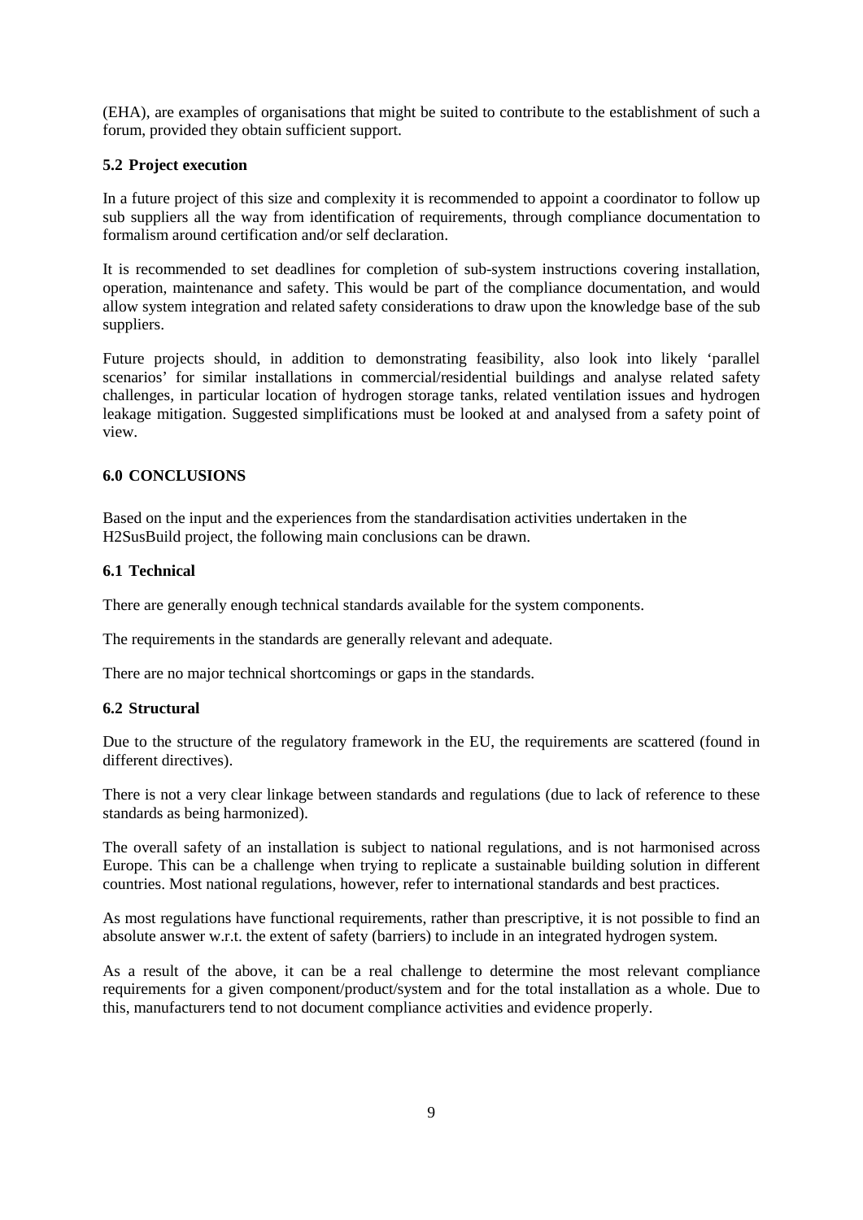(EHA), are examples of organisations that might be suited to contribute to the establishment of such a forum, provided they obtain sufficient support.

### 5.2 Project execution

In a future project of this size and complexity it is recommended to appoint a coordinator to follow up sub suppliers all the way from identification of requirements, through compliance documentation to formalism around certification and/or self declaration.

It is recommended to set deadlines for completion of sub-system instructions covering installation, operation, maintenance and safety. This would be part of the compliance documentation, and would allow system integration and related safety considerations to draw upon the knowledge base of the sub suppliers.

Future projects should, in addition to demonstrating feasibility, also look into likely 'parallel scenarios' for similar installations in commercial/residential buildings and analyse related safety challenges, in particular location of hydrogen storage tanks, related ventilation issues and hydrogen leakage mitigation. Suggested simplifications must be looked at and analysed from a safety point of view.

## 6.0 CONCLUSIONS

Based on the input and the experiences from the standardisation activities undertaken in the H2SusBuild project, the following main conclusions can be drawn.

### 6.1 Technical

There are generally enough technical standards available for the system components.

The requirements in the standards are generally relevant and adequate.

There are no major technical shortcomings or gaps in the standards.

### 6.2 Structural

Due to the structure of the regulatory framework in the EU, the requirements are scattered (found in different directives).

There is not a very clear linkage between standards and regulations (due to lack of reference to these standards as being harmonized).

The overall safety of an installation is subject to national regulations, and is not harmonised across Europe. This can be a challenge when trying to replicate a sustainable building solution in different countries. Most national regulations, however, refer to international standards and best practices.

As most regulations have functional requirements, rather than prescriptive, it is not possible to find an absolute answer w.r.t. the extent of safety (barriers) to include in an integrated hydrogen system.

As a result of the above, it can be a real challenge to determine the most relevant compliance requirements for a given component/product/system and for the total installation as a whole. Due to this, manufacturers tend to not document compliance activities and evidence properly.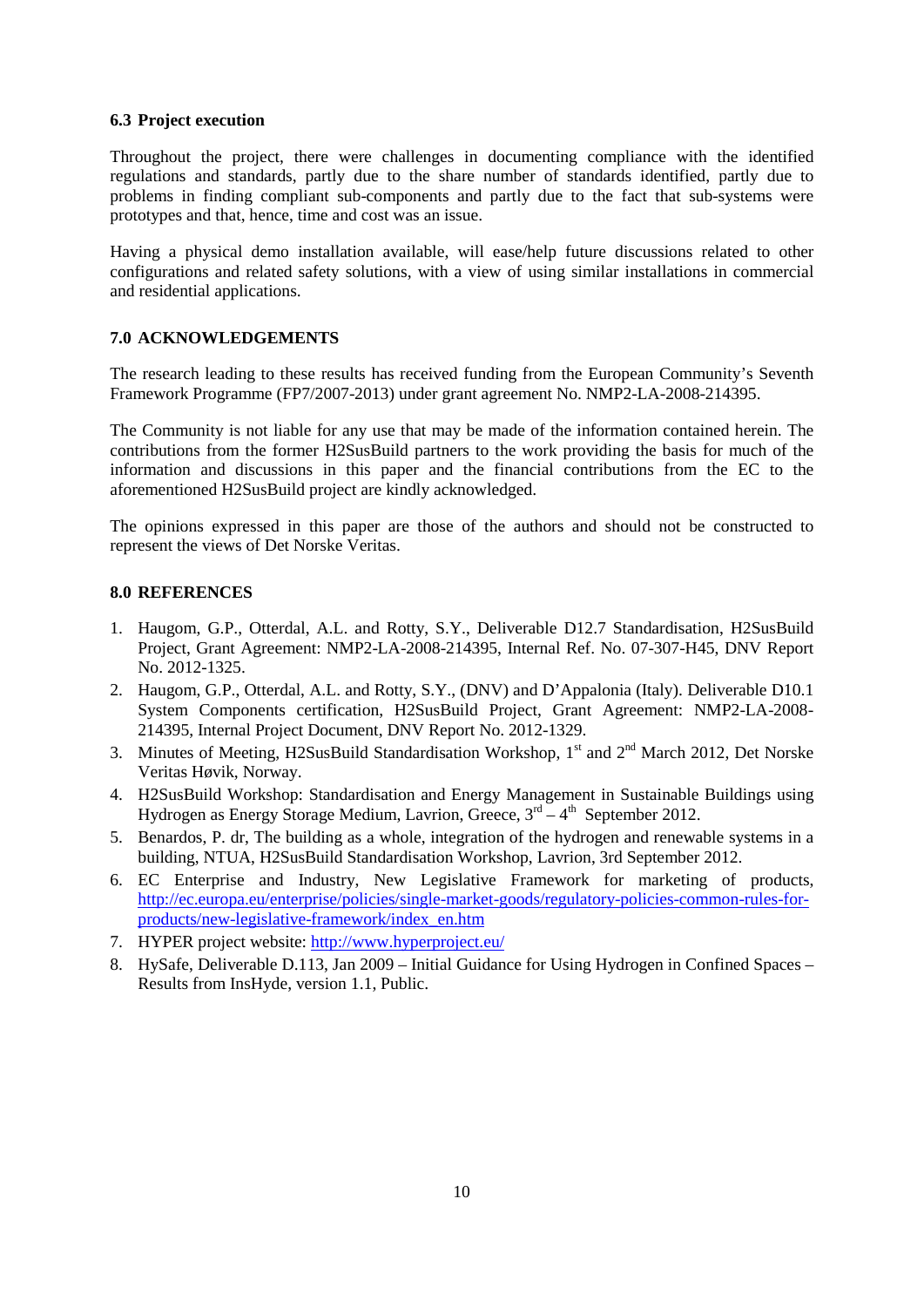### 6.3 Project execution

Throughout the project, there were challenges in documenting compliance with the identified regulations and standards, partly due to the share number of standards identified, partly due to problems in finding compliant sub-components and partly due to the fact that sub-systems were prototypes and that, hence, time and cost was an issue.

Having a physical demo installation available, will ease/help future discussions related to other configurations and related safety solutions, with a view of using similar installations in commercial and residential applications.

## 7.0 ACKNOWLEDGEMENTS

The research leading to these results has received funding from the European Community's Seventh Framework Programme (FP7/2007-2013) under grant agreement No. NMP2-LA-2008-214395.

The Community is not liable for any use that may be made of the information contained herein. The contributions from the former H2SusBuild partners to the work providing the basis for much of the information and discussions in this paper and the financial contributions from the EC to the aforementioned H2SusBuild project are kindly acknowledged.

The opinions expressed in this paper are those of the authors and should not be constructed to represent the views of Det Norske Veritas.

## 8.0 REFERENCES

1. Haugom, G.P., Otterdal, A.L. and Rotty, S.Y., Deliverable D12.7 Standardisation, H2SusBuild Project, Grant Agreement: NMP2-LA-2008-214395, Internal Ref. No. 07-307-H45, DNV Report No. 2012-1325.
2. Haugom, G.P., Otterdal, A.L. and Rotty, S.Y., (DNV) and D'Appalonia (Italy). Deliverable D10.1 System Components certification, H2SusBuild Project, Grant Agreement: NMP2-LA-2008-214395, Internal Project Document, DNV Report No. 2012-1329.
3. Minutes of Meeting, H2SusBuild Standardisation Workshop, 1st and 2nd March 2012, Det Norske Veritas Høvik, Norway.
4. H2SusBuild Workshop: Standardisation and Energy Management in Sustainable Buildings using Hydrogen as Energy Storage Medium, Lavrion, Greece, 3rd – 4th September 2012.
5. Benardos, P. dr, The building as a whole, integration of the hydrogen and renewable systems in a building, NTUA, H2SusBuild Standardisation Workshop, Lavrion, 3rd September 2012.
6. EC Enterprise and Industry, New Legislative Framework for marketing of products, http://ec.europa.eu/enterprise/policies/single-market-goods/regulatory-policies-common-rules-for-products/new-legislative-framework/index_en.htm
7. HYPER project website: http://www.hyperproject.eu/
8. HySafe, Deliverable D.113, Jan 2009 – Initial Guidance for Using Hydrogen in Confined Spaces – Results from InsHyde, version 1.1, Public.